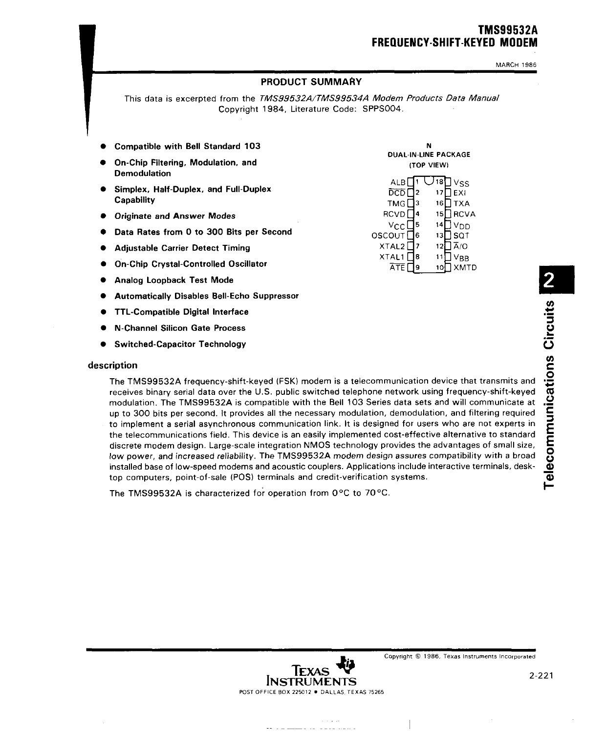# TMS99532A FREQUENCY-SHIFT-KEYED MODEM

MARCH 1986

## PRODUCT SUMMARY

This data is excerpted from the *TMS99532A/TMS99534A Modem Products Data Manual* Copyright 1984, Literature Code: SPPS004.

- **Compatible with Bell Standard 103**
- **On-Chip Filtering, Modulation, and Demodulation**
- **Simplex, Half-Duplex, and Full-Duplex Capability**
- ***Originate and Answer Modes***
- **Data Rates from 0 to 300 Bits per Second**
- **Adjustable Carrier Detect Timing**
- **On-Chip Crystal-Controlled Oscillator**
- **Analog Loopback Test Mode**
- **Automatically Disables Bell-Echo Suppressor**
- **TTL-Compatible Digital Interface**
- **N-Channel Silicon Gate Process**
- **Switched-Capacitor Technology**

**N DUAL-IN-LINE PACKAGE (TOP VIEW)**

| Pin | Name | Pin | Name |
|---|---|---|---|
| 1 | ALB | 18 | $V_{SS}$ |
| 2 | $\overline{DCD}$ | 17 | EXI |
| 3 | TMG | 16 | TXA |
| 4 | RCVD | 15 | RCVA |
| 5 | $V_{CC}$ | 14 | $V_{DD}$ |
| 6 | OSCOUT | 13 | SQT |
| 7 | XTAL2 | 12 | $\overline{A}$/O |
| 8 | XTAL1 | 11 | $V_{BB}$ |
| 9 | $\overline{ATE}$ | 10 | XMTD |

### description

The TMS99532A frequency-shift-keyed (FSK) modem is a telecommunication device that transmits and receives binary serial data over the U.S. public switched telephone network using frequency-shift-keyed modulation. The TMS99532A is compatible with the Bell 103 Series data sets and will communicate at up to 300 bits per second. It provides all the necessary modulation, demodulation, and filtering required to implement a serial asynchronous communication link. It is designed for users who are not experts in the telecommunications field. This device is an easily implemented cost-effective alternative to standard discrete modem design. Large-scale integration NMOS technology provides the advantages of small size, low power, and increased reliability. The TMS99532A modem design assures compatibility with a broad installed base of low-speed modems and acoustic couplers. Applications include interactive terminals, desk-top computers, point-of-sale (POS) terminals and credit-verification systems.

The TMS99532A is characterized for operation from 0 °C to 70 °C.

Copyright © 1986, Texas Instruments Incorporated

TEXAS INSTRUMENTS
POST OFFICE BOX 225012 • DALLAS, TEXAS 75265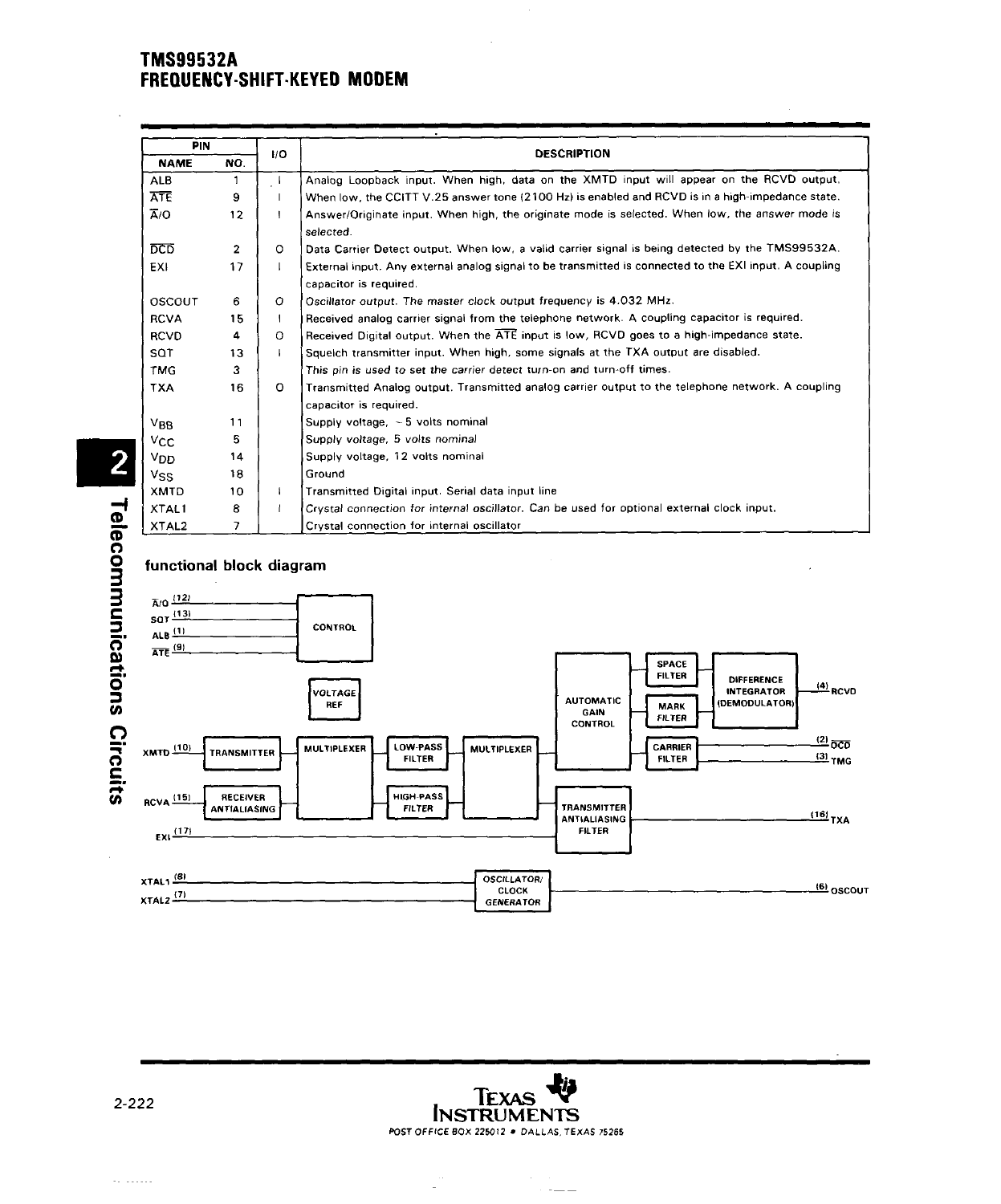# TMS99532A
# FREQUENCY-SHIFT-KEYED MODEM

| PIN NAME | PIN NO. | I/O | DESCRIPTION |
|---|---|---|---|
| ALB | 1 | I | Analog Loopback input. When high, data on the XMTD input will appear on the RCVD output. |
| $\overline{\text{ATE}}$ | 9 | I | When low, the CCITT V.25 answer tone (2100 Hz) is enabled and RCVD is in a high-impedance state. |
| $\overline{\text{A}}$/O | 12 | I | Answer/Originate input. When high, the originate mode is selected. When low, the answer mode is selected. |
| $\overline{\text{DCD}}$ | 2 | O | Data Carrier Detect output. When low, a valid carrier signal is being detected by the TMS99532A. |
| EXI | 17 | I | External input. Any external analog signal to be transmitted is connected to the EXI input. A coupling capacitor is required. |
| OSCOUT | 6 | O | Oscillator output. The master clock output frequency is 4.032 MHz. |
| RCVA | 15 | I | Received analog carrier signal from the telephone network. A coupling capacitor is required. |
| RCVD | 4 | O | Received Digital output. When the $\overline{\text{ATE}}$ input is low, RCVD goes to a high-impedance state. |
| SQT | 13 | I | Squelch transmitter input. When high, some signals at the TXA output are disabled. |
| TMG | 3 | | This pin is used to set the carrier detect turn-on and turn-off times. |
| TXA | 16 | O | Transmitted Analog output. Transmitted analog carrier output to the telephone network. A coupling capacitor is required. |
| $V_{BB}$ | 11 | | Supply voltage, −5 volts nominal |
| $V_{CC}$ | 5 | | Supply voltage, 5 volts nominal |
| $V_{DD}$ | 14 | | Supply voltage, 12 volts nominal |
| $V_{SS}$ | 18 | | Ground |
| XMTD | 10 | I | Transmitted Digital input. Serial data input line |
| XTAL1 | 8 | I | Crystal connection for internal oscillator. Can be used for optional external clock input. |
| XTAL2 | 7 | | Crystal connection for internal oscillator |

## functional block diagram

$\overline{\text{A}}$/O (12)
SQT (13)
ALB (1)
$\overline{\text{ATE}}$ (9)
CONTROL
VOLTAGE REF
XMTD (10)
TRANSMITTER
RCVA (15)
RECEIVER ANTIALIASING
EXI (17)
MULTIPLEXER
LOW-PASS FILTER
HIGH-PASS FILTER
MULTIPLEXER
AUTOMATIC GAIN CONTROL
SPACE FILTER
MARK FILTER
CARRIER FILTER
DIFFERENCE INTEGRATOR (DEMODULATOR)
(4) RCVD
(2) $\overline{\text{DCD}}$
(3) TMG
TRANSMITTER ANTIALIASING FILTER
(16) TXA
XTAL1 (8)
XTAL2 (7)
OSCILLATOR/ CLOCK GENERATOR
(6) OSCOUT